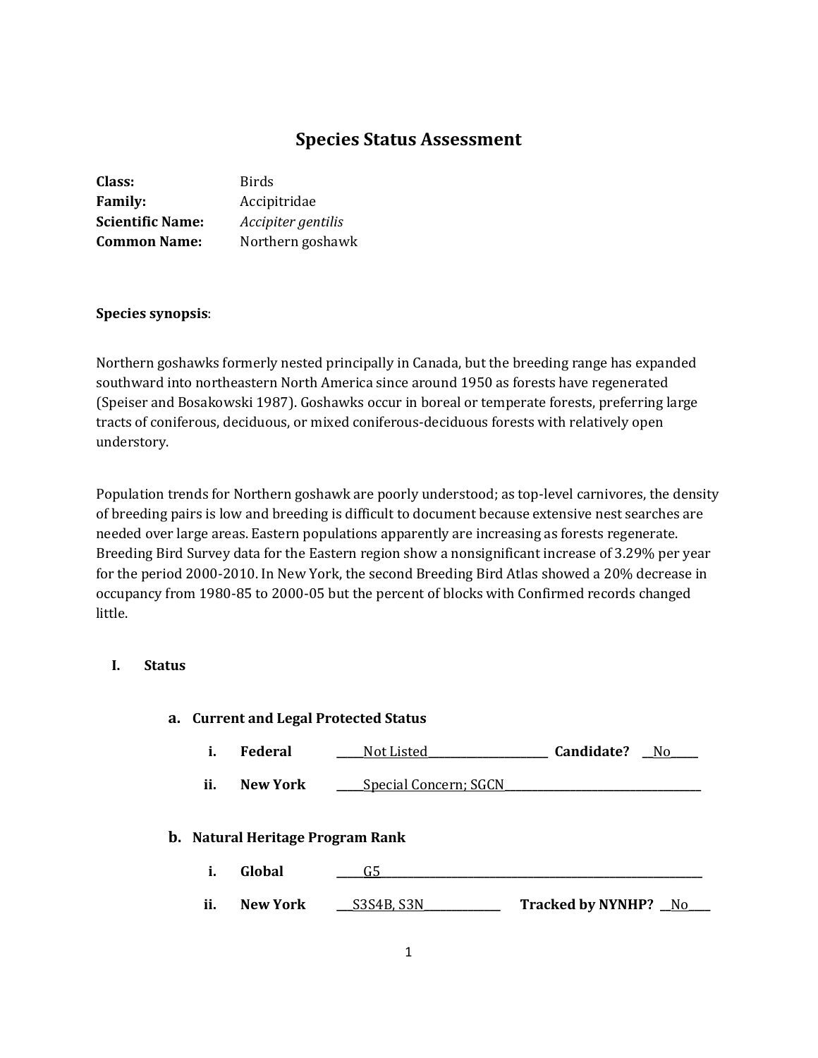# Species Status Assessment

**Class:** Birds
**Family:** Accipitridae
**Scientific Name:** *Accipiter gentilis*
**Common Name:** Northern goshawk

**Species synopsis**:

Northern goshawks formerly nested principally in Canada, but the breeding range has expanded southward into northeastern North America since around 1950 as forests have regenerated (Speiser and Bosakowski 1987). Goshawks occur in boreal or temperate forests, preferring large tracts of coniferous, deciduous, or mixed coniferous-deciduous forests with relatively open understory.

Population trends for Northern goshawk are poorly understood; as top-level carnivores, the density of breeding pairs is low and breeding is difficult to document because extensive nest searches are needed over large areas. Eastern populations apparently are increasing as forests regenerate. Breeding Bird Survey data for the Eastern region show a nonsignificant increase of 3.29% per year for the period 2000-2010. In New York, the second Breeding Bird Atlas showed a 20% decrease in occupancy from 1980-85 to 2000-05 but the percent of blocks with Confirmed records changed little.

## I. Status

### a. Current and Legal Protected Status

i. **Federal** _____Not Listed_____ **Candidate?** __No__

ii. **New York** _____Special Concern; SGCN_____

### b. Natural Heritage Program Rank

i. **Global** _____G5_____

ii. **New York** ___S3S4B, S3N___ **Tracked by NYNHP?** __No__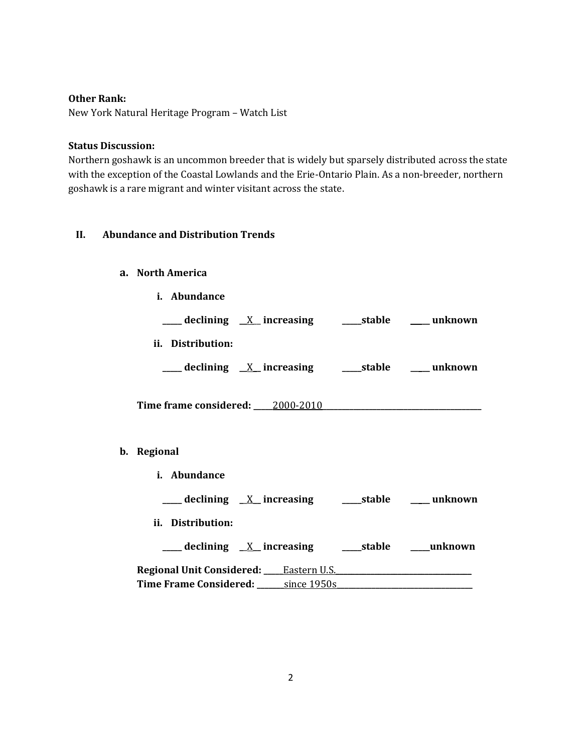**Other Rank:**
New York Natural Heritage Program – Watch List

**Status Discussion:**
Northern goshawk is an uncommon breeder that is widely but sparsely distributed across the state with the exception of the Coastal Lowlands and the Erie-Ontario Plain. As a non-breeder, northern goshawk is a rare migrant and winter visitant across the state.

## II. Abundance and Distribution Trends

### a. North America

**i. Abundance**

**_____ declining __X__ increasing _____stable _____ unknown**

**ii. Distribution:**

**_____ declining __X__ increasing _____stable _____ unknown**

**Time frame considered:** _____2000-2010_____

### b. Regional

**i. Abundance**

**_____ declining __X__ increasing _____stable _____ unknown**

**ii. Distribution:**

**_____ declining __X__ increasing _____stable _____unknown**

**Regional Unit Considered:** _____Eastern U.S._____
**Time Frame Considered:** _______since 1950s_____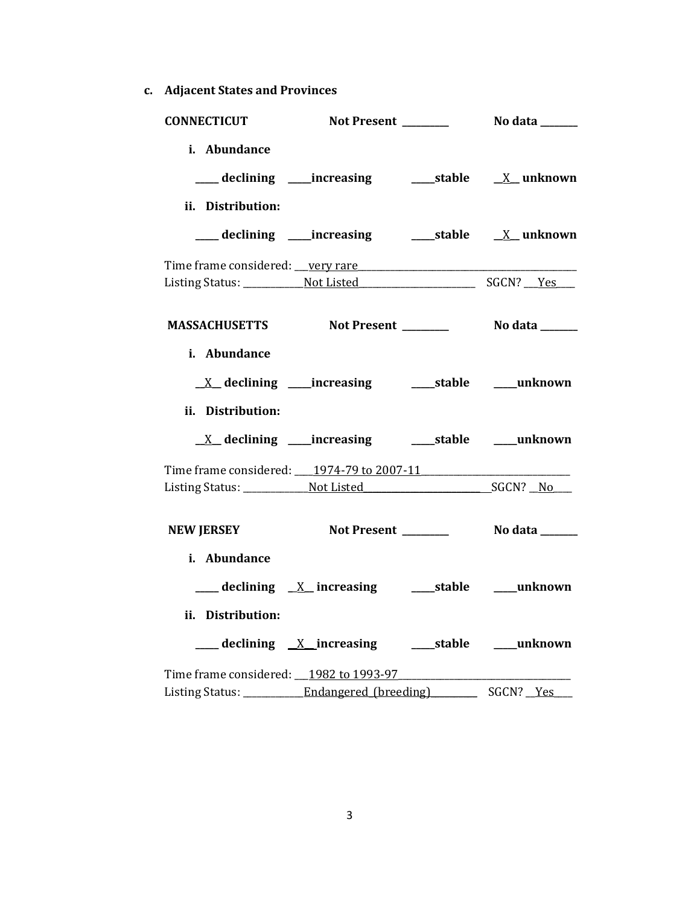**c. Adjacent States and Provinces**

**CONNECTICUT** **Not Present** _________ **No data** _______

**i. Abundance**

_____ **declining** _____**increasing** _____**stable** __X__ **unknown**

**ii. Distribution:**

_____ **declining** _____**increasing** _____**stable** __X__ **unknown**

Time frame considered: ___very rare___________________________________________

Listing Status: ____________Not Listed_______________________ SGCN? ___Yes____

**MASSACHUSETTS** **Not Present** _________ **No data** _______

**i. Abundance**

__X__ **declining** _____**increasing** _____**stable** _____**unknown**

**ii. Distribution:**

__X__ **declining** _____**increasing** _____**stable** _____**unknown**

Time frame considered: ____1974-79 to 2007-11_____________________________

Listing Status: _____________Not Listed________________________SGCN? __No____

**NEW JERSEY** **Not Present** _________ **No data** _______

**i. Abundance**

_____ **declining** __X__ **increasing** _____**stable** _____**unknown**

**ii. Distribution:**

_____ **declining** __X__**increasing** _____**stable** _____**unknown**

Time frame considered: ___1982 to 1993-97__________________________________

Listing Status: ____________Endangered (breeding)__________ SGCN? __Yes____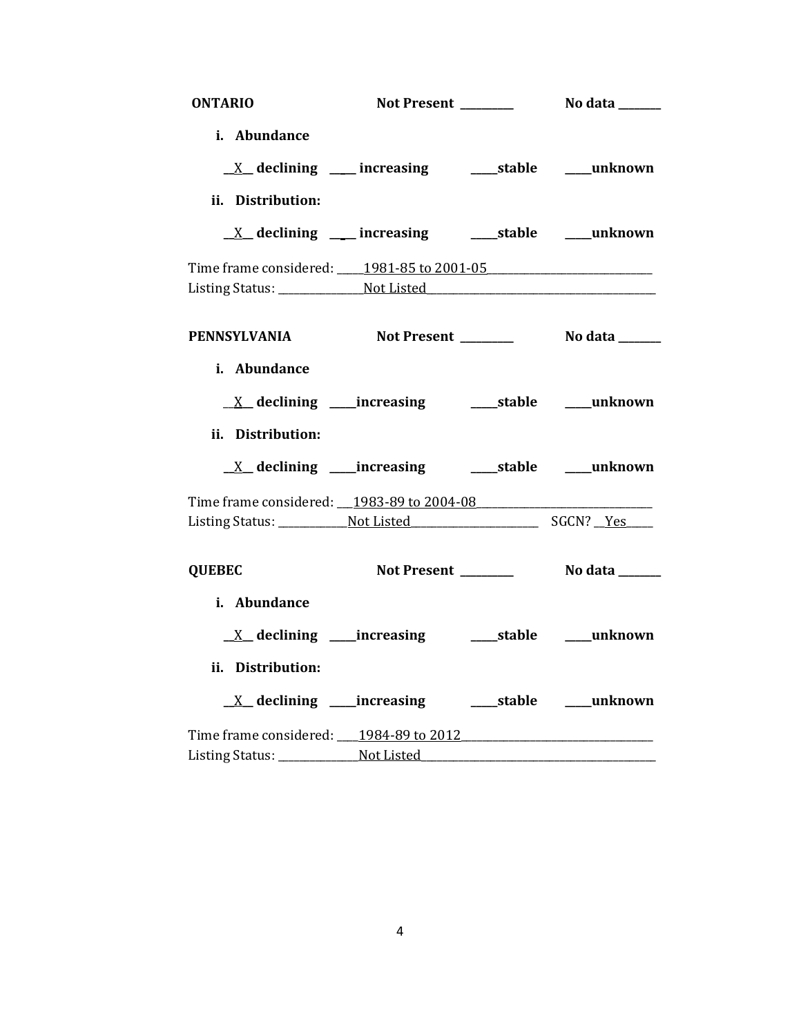**ONTARIO** **Not Present ________** **No data _______**

**i. Abundance**

__X__ **declining** ____ **increasing** ____**stable** ____**unknown**

**ii. Distribution:**

__X__ **declining** ____ **increasing** ____**stable** ____**unknown**

Time frame considered: _____1981-85 to 2001-05____________________________

Listing Status: _______________Not Listed_________________________________________

**PENNSYLVANIA** **Not Present ________** **No data _______**

**i. Abundance**

__X__ **declining** ____**increasing** ____**stable** ____**unknown**

**ii. Distribution:**

__X__ **declining** ____**increasing** ____**stable** ____**unknown**

Time frame considered: ___1983-89 to 2004-08_______________________________

Listing Status: _____________Not Listed_______________________ SGCN? __Yes_____

**QUEBEC** **Not Present ________** **No data _______**

**i. Abundance**

__X__ **declining** ____**increasing** ____**stable** ____**unknown**

**ii. Distribution:**

__X__ **declining** ____**increasing** ____**stable** ____**unknown**

Time frame considered: ____1984-89 to 2012__________________________________

Listing Status: _______________Not Listed__________________________________________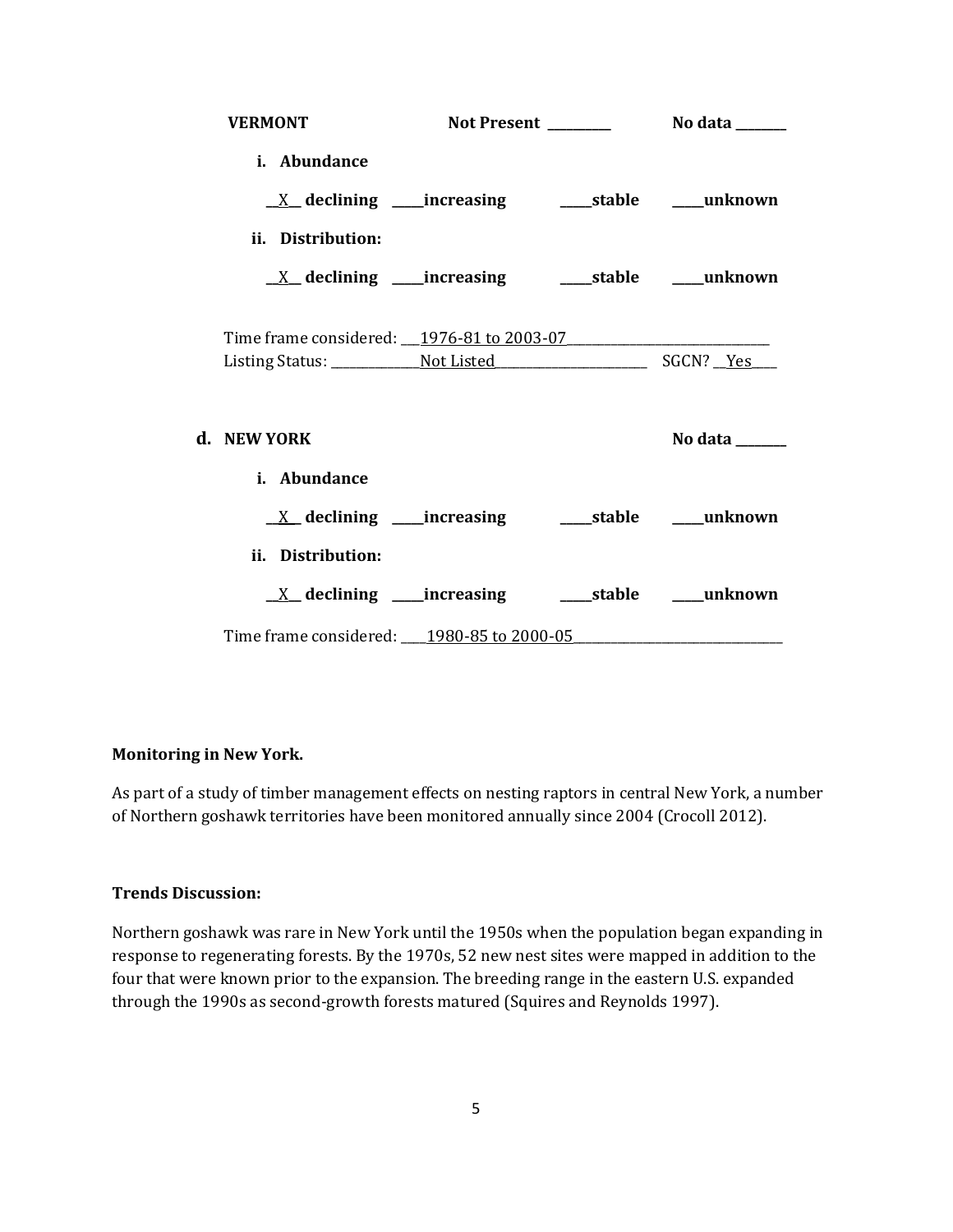**VERMONT** **Not Present** ________ **No data** _______

**i. Abundance**

__X__ **declining** _____**increasing** _____**stable** _____**unknown**

**ii. Distribution:**

__X__ **declining** _____**increasing** _____**stable** _____**unknown**

Time frame considered: ___1976-81 to 2003-07___

Listing Status: ___Not Listed___ SGCN? __Yes__

**d. NEW YORK** **No data** _______

**i. Abundance**

__X__ **declining** _____**increasing** _____**stable** _____**unknown**

**ii. Distribution:**

__X__ **declining** _____**increasing** _____**stable** _____**unknown**

Time frame considered: ___1980-85 to 2000-05___

**Monitoring in New York.**

As part of a study of timber management effects on nesting raptors in central New York, a number of Northern goshawk territories have been monitored annually since 2004 (Crocoll 2012).

**Trends Discussion:**

Northern goshawk was rare in New York until the 1950s when the population began expanding in response to regenerating forests. By the 1970s, 52 new nest sites were mapped in addition to the four that were known prior to the expansion. The breeding range in the eastern U.S. expanded through the 1990s as second-growth forests matured (Squires and Reynolds 1997).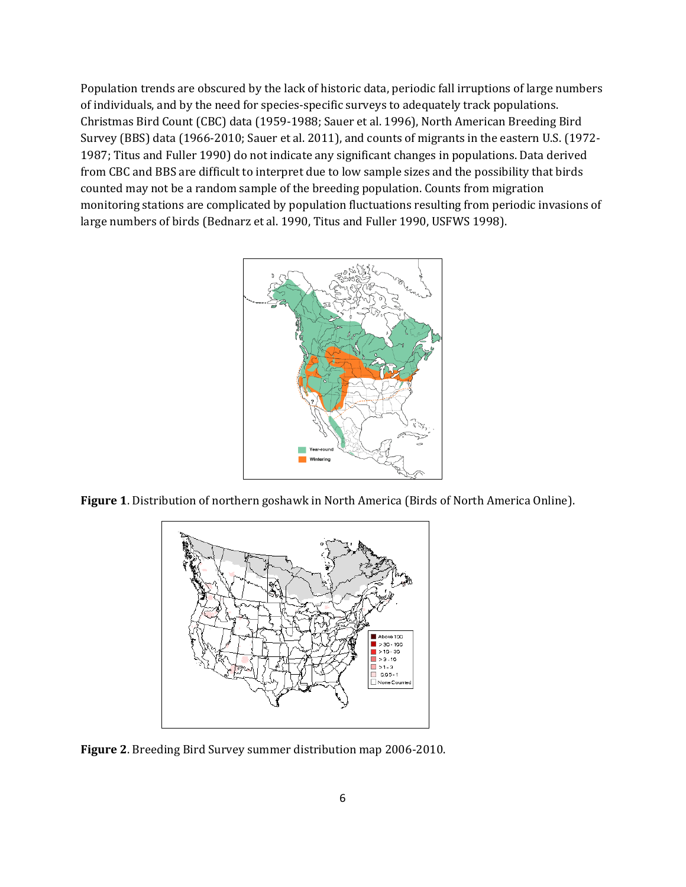Population trends are obscured by the lack of historic data, periodic fall irruptions of large numbers of individuals, and by the need for species-specific surveys to adequately track populations. Christmas Bird Count (CBC) data (1959-1988; Sauer et al. 1996), North American Breeding Bird Survey (BBS) data (1966-2010; Sauer et al. 2011), and counts of migrants in the eastern U.S. (1972-1987; Titus and Fuller 1990) do not indicate any significant changes in populations. Data derived from CBC and BBS are difficult to interpret due to low sample sizes and the possibility that birds counted may not be a random sample of the breeding population. Counts from migration monitoring stations are complicated by population fluctuations resulting from periodic invasions of large numbers of birds (Bednarz et al. 1990, Titus and Fuller 1990, USFWS 1998).

**Figure 1**. Distribution of northern goshawk in North America (Birds of North America Online).

**Figure 2**. Breeding Bird Survey summer distribution map 2006-2010.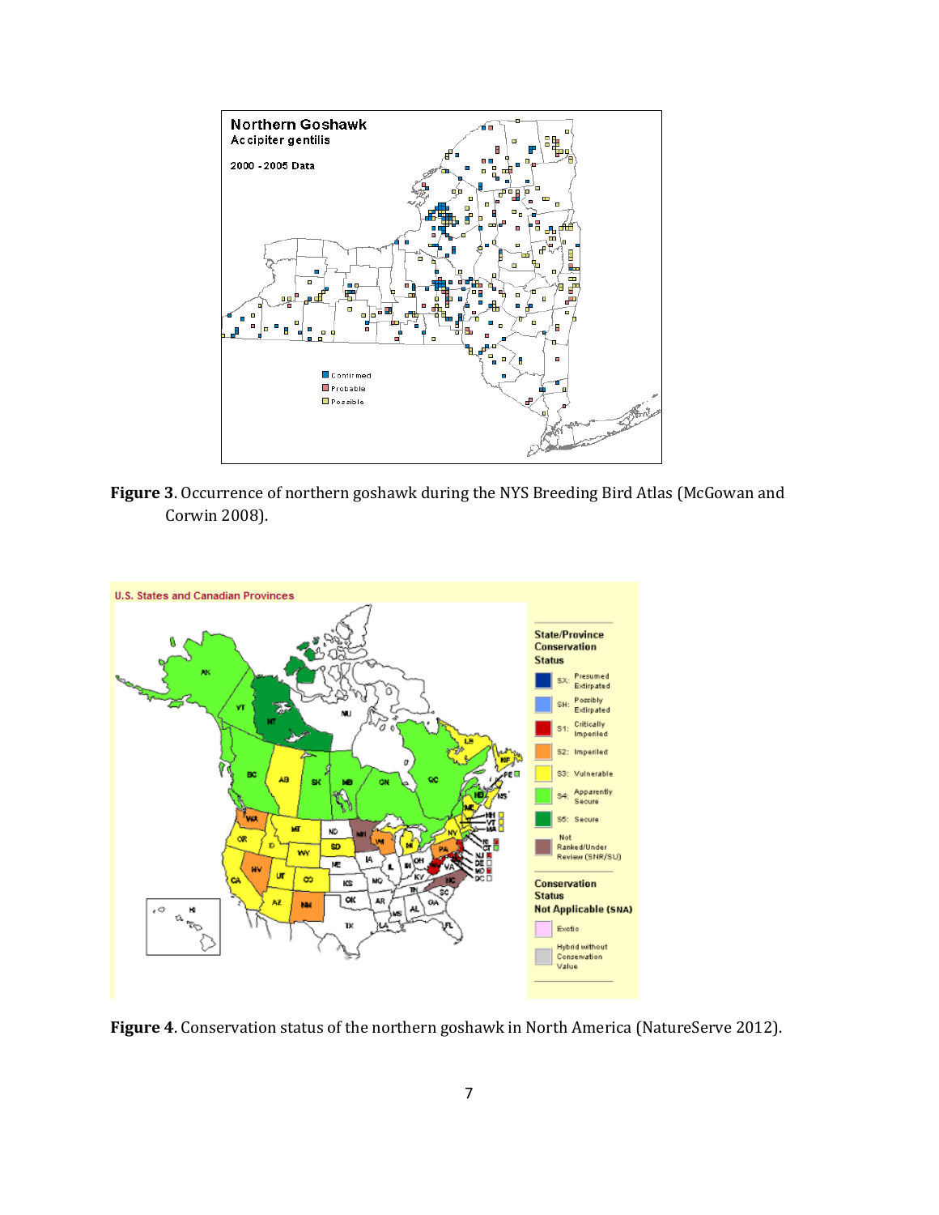**Figure 3**. Occurrence of northern goshawk during the NYS Breeding Bird Atlas (McGowan and Corwin 2008).

**Figure 4**. Conservation status of the northern goshawk in North America (NatureServe 2012).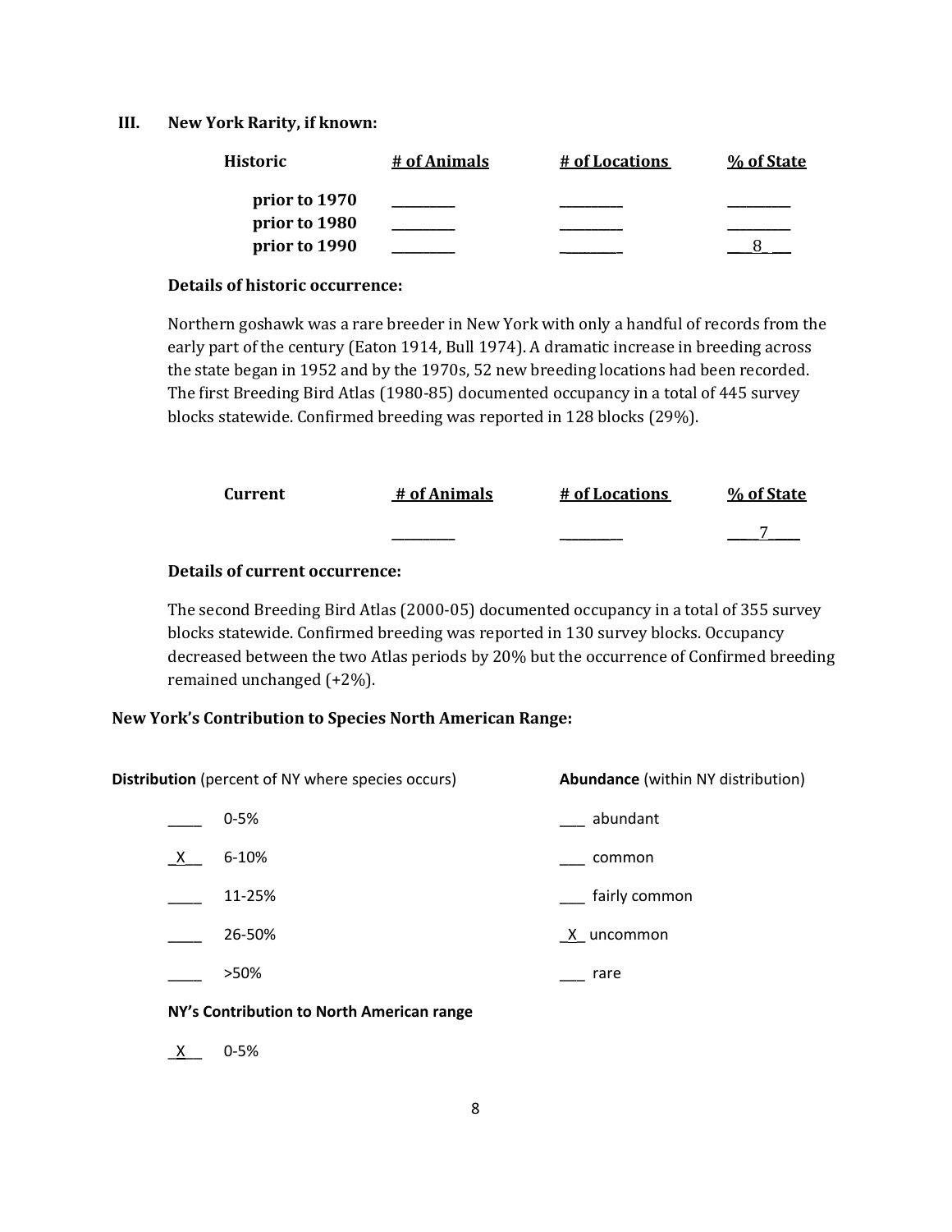## III. New York Rarity, if known:

| Historic | # of Animals | # of Locations | % of State |
|---|---|---|---|
| prior to 1970 | _________ | _________ | _________ |
| prior to 1980 | _________ | _________ | _________ |
| prior to 1990 | _________ | _________ | ___8___ |

**Details of historic occurrence:**

Northern goshawk was a rare breeder in New York with only a handful of records from the early part of the century (Eaton 1914, Bull 1974). A dramatic increase in breeding across the state began in 1952 and by the 1970s, 52 new breeding locations had been recorded. The first Breeding Bird Atlas (1980-85) documented occupancy in a total of 445 survey blocks statewide. Confirmed breeding was reported in 128 blocks (29%).

| Current | # of Animals | # of Locations | % of State |
|---|---|---|---|
| | _________ | _________ | ____7____ |

**Details of current occurrence:**

The second Breeding Bird Atlas (2000-05) documented occupancy in a total of 355 survey blocks statewide. Confirmed breeding was reported in 130 survey blocks. Occupancy decreased between the two Atlas periods by 20% but the occurrence of Confirmed breeding remained unchanged (+2%).

**New York's Contribution to Species North American Range:**

| **Distribution** (percent of NY where species occurs) | | **Abundance** (within NY distribution) | |
|---|---|---|---|
| ____ | 0-5% | ___ | abundant |
| _X__ | 6-10% | ___ | common |
| ____ | 11-25% | ___ | fairly common |
| ____ | 26-50% | _X_ | uncommon |
| ____ | >50% | ___ | rare |

**NY's Contribution to North American range**

_X__ 0-5%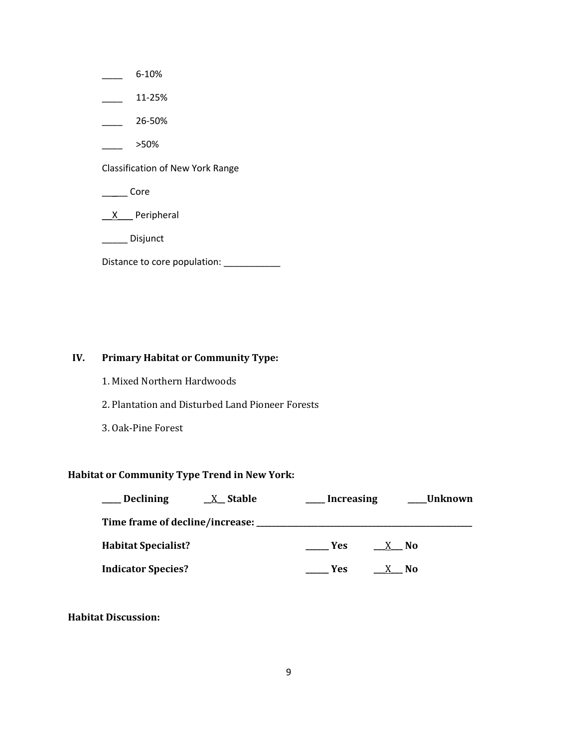____ 6-10%

____ 11-25%

____ 26-50%

____ >50%

Classification of New York Range

_____ Core

__X___ Peripheral

_____ Disjunct

Distance to core population: ____________

## IV. Primary Habitat or Community Type:

1. Mixed Northern Hardwoods
2. Plantation and Disturbed Land Pioneer Forests
3. Oak-Pine Forest

**Habitat or Community Type Trend in New York:**

**____ Declining __X__ Stable ____ Increasing ____Unknown**

**Time frame of decline/increase: ____________________________________**

**Habitat Specialist? _____ Yes ___X___ No**

**Indicator Species? _____ Yes ___X___ No**

**Habitat Discussion:**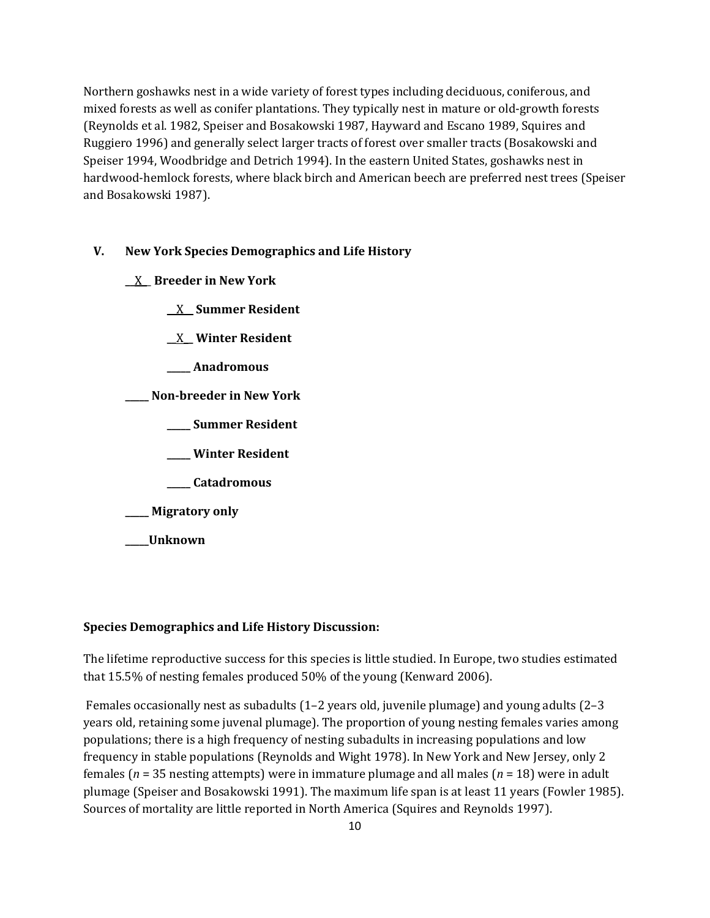Northern goshawks nest in a wide variety of forest types including deciduous, coniferous, and mixed forests as well as conifer plantations. They typically nest in mature or old-growth forests (Reynolds et al. 1982, Speiser and Bosakowski 1987, Hayward and Escano 1989, Squires and Ruggiero 1996) and generally select larger tracts of forest over smaller tracts (Bosakowski and Speiser 1994, Woodbridge and Detrich 1994). In the eastern United States, goshawks nest in hardwood-hemlock forests, where black birch and American beech are preferred nest trees (Speiser and Bosakowski 1987).

## V. New York Species Demographics and Life History

__X__ **Breeder in New York**

- __X__ **Summer Resident**
- __X__ **Winter Resident**
- _____ **Anadromous**

_____ **Non-breeder in New York**

- _____ **Summer Resident**
- _____ **Winter Resident**
- _____ **Catadromous**

_____ **Migratory only**

_____**Unknown**

**Species Demographics and Life History Discussion:**

The lifetime reproductive success for this species is little studied. In Europe, two studies estimated that 15.5% of nesting females produced 50% of the young (Kenward 2006).

Females occasionally nest as subadults (1–2 years old, juvenile plumage) and young adults (2–3 years old, retaining some juvenal plumage). The proportion of young nesting females varies among populations; there is a high frequency of nesting subadults in increasing populations and low frequency in stable populations (Reynolds and Wight 1978). In New York and New Jersey, only 2 females ($n$ = 35 nesting attempts) were in immature plumage and all males ($n$ = 18) were in adult plumage (Speiser and Bosakowski 1991). The maximum life span is at least 11 years (Fowler 1985). Sources of mortality are little reported in North America (Squires and Reynolds 1997).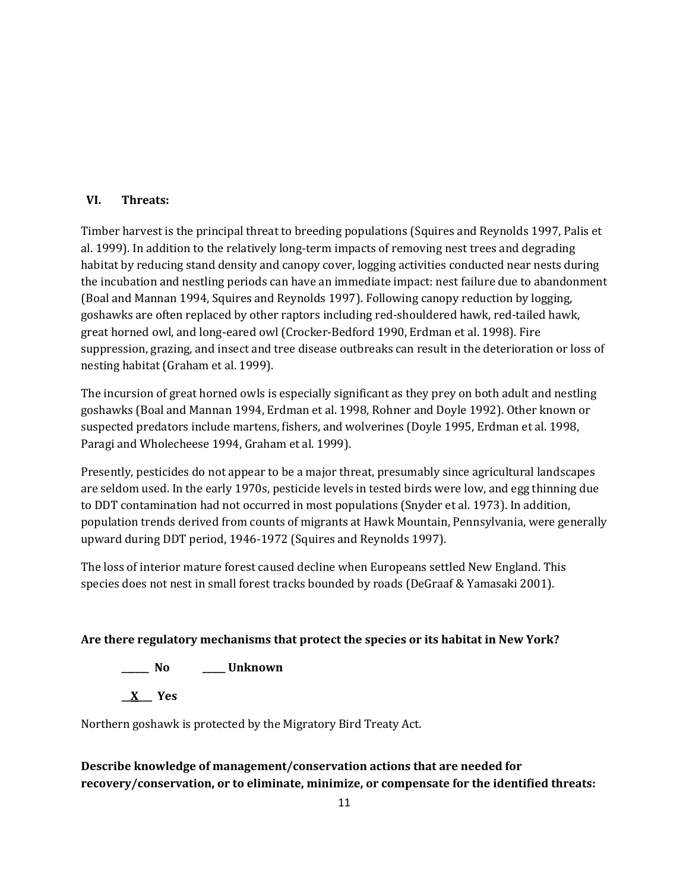## VI. Threats:

Timber harvest is the principal threat to breeding populations (Squires and Reynolds 1997, Palis et al. 1999). In addition to the relatively long-term impacts of removing nest trees and degrading habitat by reducing stand density and canopy cover, logging activities conducted near nests during the incubation and nestling periods can have an immediate impact: nest failure due to abandonment (Boal and Mannan 1994, Squires and Reynolds 1997). Following canopy reduction by logging, goshawks are often replaced by other raptors including red-shouldered hawk, red-tailed hawk, great horned owl, and long-eared owl (Crocker-Bedford 1990, Erdman et al. 1998). Fire suppression, grazing, and insect and tree disease outbreaks can result in the deterioration or loss of nesting habitat (Graham et al. 1999).

The incursion of great horned owls is especially significant as they prey on both adult and nestling goshawks (Boal and Mannan 1994, Erdman et al. 1998, Rohner and Doyle 1992). Other known or suspected predators include martens, fishers, and wolverines (Doyle 1995, Erdman et al. 1998, Paragi and Wholecheese 1994, Graham et al. 1999).

Presently, pesticides do not appear to be a major threat, presumably since agricultural landscapes are seldom used. In the early 1970s, pesticide levels in tested birds were low, and egg thinning due to DDT contamination had not occurred in most populations (Snyder et al. 1973). In addition, population trends derived from counts of migrants at Hawk Mountain, Pennsylvania, were generally upward during DDT period, 1946-1972 (Squires and Reynolds 1997).

The loss of interior mature forest caused decline when Europeans settled New England. This species does not nest in small forest tracks bounded by roads (DeGraaf & Yamasaki 2001).

**Are there regulatory mechanisms that protect the species or its habitat in New York?**

**______ No          _____ Unknown**

**__X___ Yes**

Northern goshawk is protected by the Migratory Bird Treaty Act.

**Describe knowledge of management/conservation actions that are needed for recovery/conservation, or to eliminate, minimize, or compensate for the identified threats:**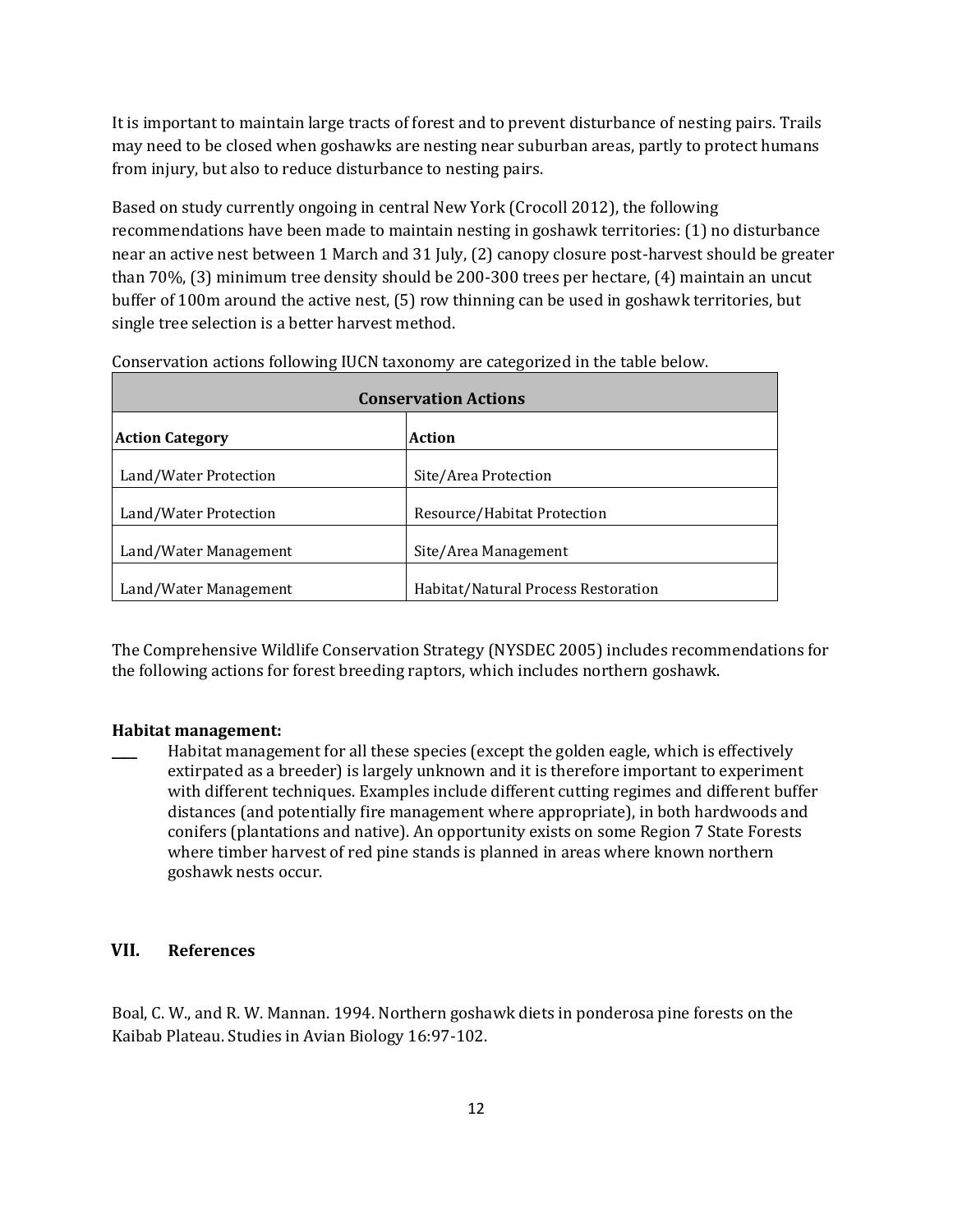It is important to maintain large tracts of forest and to prevent disturbance of nesting pairs. Trails may need to be closed when goshawks are nesting near suburban areas, partly to protect humans from injury, but also to reduce disturbance to nesting pairs.

Based on study currently ongoing in central New York (Crocoll 2012), the following recommendations have been made to maintain nesting in goshawk territories: (1) no disturbance near an active nest between 1 March and 31 July, (2) canopy closure post-harvest should be greater than 70%, (3) minimum tree density should be 200-300 trees per hectare, (4) maintain an uncut buffer of 100m around the active nest, (5) row thinning can be used in goshawk territories, but single tree selection is a better harvest method.

Conservation actions following IUCN taxonomy are categorized in the table below.

| Conservation Actions | |
|---|---|
| **Action Category** | **Action** |
| Land/Water Protection | Site/Area Protection |
| Land/Water Protection | Resource/Habitat Protection |
| Land/Water Management | Site/Area Management |
| Land/Water Management | Habitat/Natural Process Restoration |

The Comprehensive Wildlife Conservation Strategy (NYSDEC 2005) includes recommendations for the following actions for forest breeding raptors, which includes northern goshawk.

**Habitat management:**

____ Habitat management for all these species (except the golden eagle, which is effectively extirpated as a breeder) is largely unknown and it is therefore important to experiment with different techniques. Examples include different cutting regimes and different buffer distances (and potentially fire management where appropriate), in both hardwoods and conifers (plantations and native). An opportunity exists on some Region 7 State Forests where timber harvest of red pine stands is planned in areas where known northern goshawk nests occur.

## VII. References

Boal, C. W., and R. W. Mannan. 1994. Northern goshawk diets in ponderosa pine forests on the Kaibab Plateau. Studies in Avian Biology 16:97-102.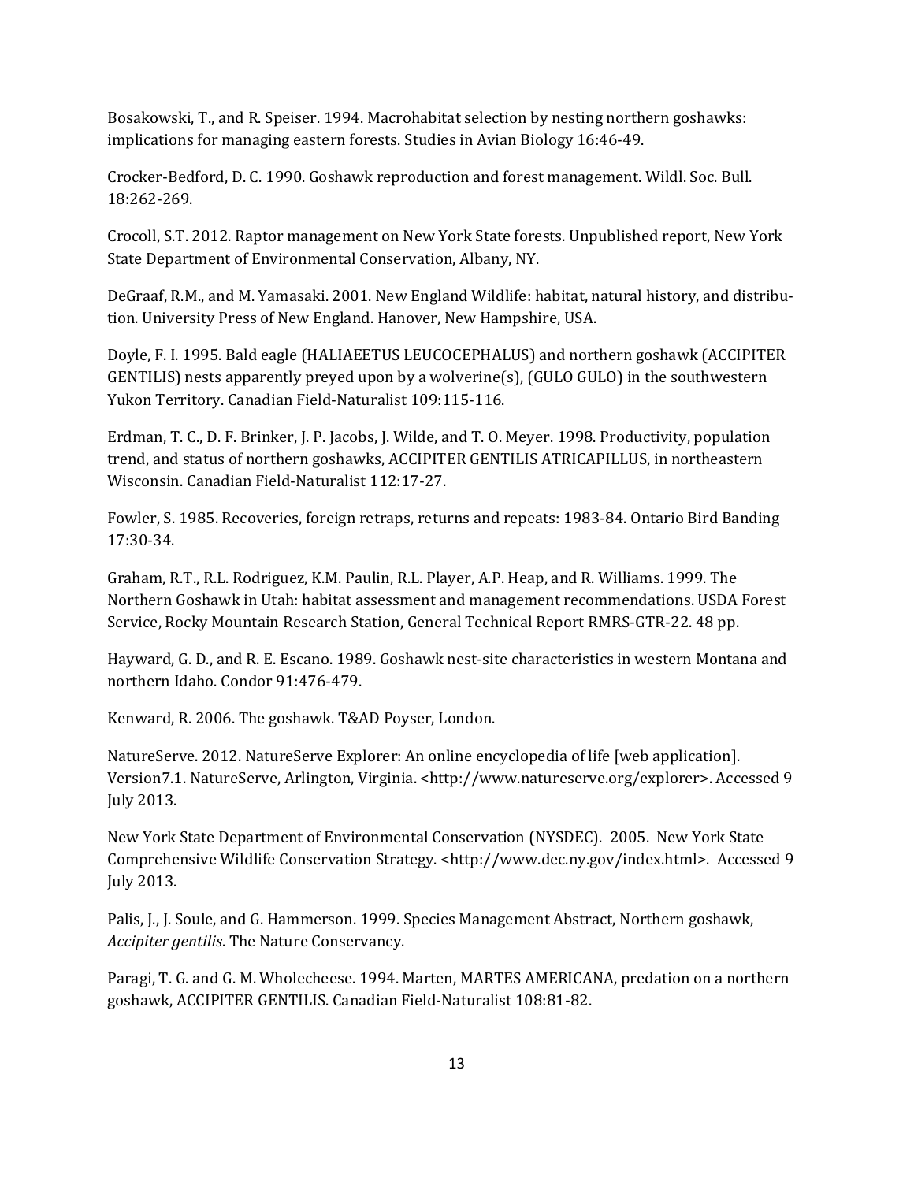Bosakowski, T., and R. Speiser. 1994. Macrohabitat selection by nesting northern goshawks: implications for managing eastern forests. Studies in Avian Biology 16:46-49.

Crocker-Bedford, D. C. 1990. Goshawk reproduction and forest management. Wildl. Soc. Bull. 18:262-269.

Crocoll, S.T. 2012. Raptor management on New York State forests. Unpublished report, New York State Department of Environmental Conservation, Albany, NY.

DeGraaf, R.M., and M. Yamasaki. 2001. New England Wildlife: habitat, natural history, and distribution. University Press of New England. Hanover, New Hampshire, USA.

Doyle, F. I. 1995. Bald eagle (HALIAEETUS LEUCOCEPHALUS) and northern goshawk (ACCIPITER GENTILIS) nests apparently preyed upon by a wolverine(s), (GULO GULO) in the southwestern Yukon Territory. Canadian Field-Naturalist 109:115-116.

Erdman, T. C., D. F. Brinker, J. P. Jacobs, J. Wilde, and T. O. Meyer. 1998. Productivity, population trend, and status of northern goshawks, ACCIPITER GENTILIS ATRICAPILLUS, in northeastern Wisconsin. Canadian Field-Naturalist 112:17-27.

Fowler, S. 1985. Recoveries, foreign retraps, returns and repeats: 1983-84. Ontario Bird Banding 17:30-34.

Graham, R.T., R.L. Rodriguez, K.M. Paulin, R.L. Player, A.P. Heap, and R. Williams. 1999. The Northern Goshawk in Utah: habitat assessment and management recommendations. USDA Forest Service, Rocky Mountain Research Station, General Technical Report RMRS-GTR-22. 48 pp.

Hayward, G. D., and R. E. Escano. 1989. Goshawk nest-site characteristics in western Montana and northern Idaho. Condor 91:476-479.

Kenward, R. 2006. The goshawk. T&AD Poyser, London.

NatureServe. 2012. NatureServe Explorer: An online encyclopedia of life [web application]. Version7.1. NatureServe, Arlington, Virginia. <http://www.natureserve.org/explorer>. Accessed 9 July 2013.

New York State Department of Environmental Conservation (NYSDEC). 2005. New York State Comprehensive Wildlife Conservation Strategy. <http://www.dec.ny.gov/index.html>. Accessed 9 July 2013.

Palis, J., J. Soule, and G. Hammerson. 1999. Species Management Abstract, Northern goshawk, *Accipiter gentilis*. The Nature Conservancy.

Paragi, T. G. and G. M. Wholecheese. 1994. Marten, MARTES AMERICANA, predation on a northern goshawk, ACCIPITER GENTILIS. Canadian Field-Naturalist 108:81-82.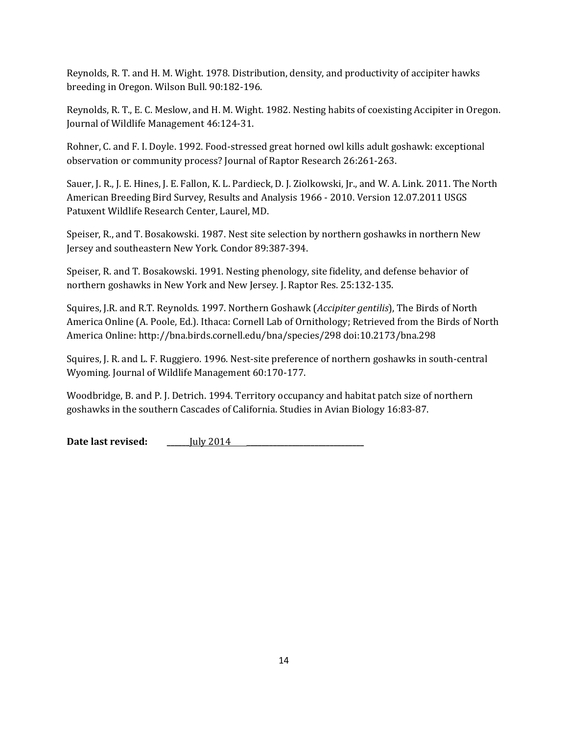Reynolds, R. T. and H. M. Wight. 1978. Distribution, density, and productivity of accipiter hawks breeding in Oregon. Wilson Bull. 90:182-196.

Reynolds, R. T., E. C. Meslow, and H. M. Wight. 1982. Nesting habits of coexisting Accipiter in Oregon. Journal of Wildlife Management 46:124-31.

Rohner, C. and F. I. Doyle. 1992. Food-stressed great horned owl kills adult goshawk: exceptional observation or community process? Journal of Raptor Research 26:261-263.

Sauer, J. R., J. E. Hines, J. E. Fallon, K. L. Pardieck, D. J. Ziolkowski, Jr., and W. A. Link. 2011. The North American Breeding Bird Survey, Results and Analysis 1966 - 2010. Version 12.07.2011 USGS Patuxent Wildlife Research Center, Laurel, MD.

Speiser, R., and T. Bosakowski. 1987. Nest site selection by northern goshawks in northern New Jersey and southeastern New York. Condor 89:387-394.

Speiser, R. and T. Bosakowski. 1991. Nesting phenology, site fidelity, and defense behavior of northern goshawks in New York and New Jersey. J. Raptor Res. 25:132-135.

Squires, J.R. and R.T. Reynolds. 1997. Northern Goshawk (*Accipiter gentilis*), The Birds of North America Online (A. Poole, Ed.). Ithaca: Cornell Lab of Ornithology; Retrieved from the Birds of North America Online: http://bna.birds.cornell.edu/bna/species/298 doi:10.2173/bna.298

Squires, J. R. and L. F. Ruggiero. 1996. Nest-site preference of northern goshawks in south-central Wyoming. Journal of Wildlife Management 60:170-177.

Woodbridge, B. and P. J. Detrich. 1994. Territory occupancy and habitat patch size of northern goshawks in the southern Cascades of California. Studies in Avian Biology 16:83-87.

**Date last revised:** July 2014